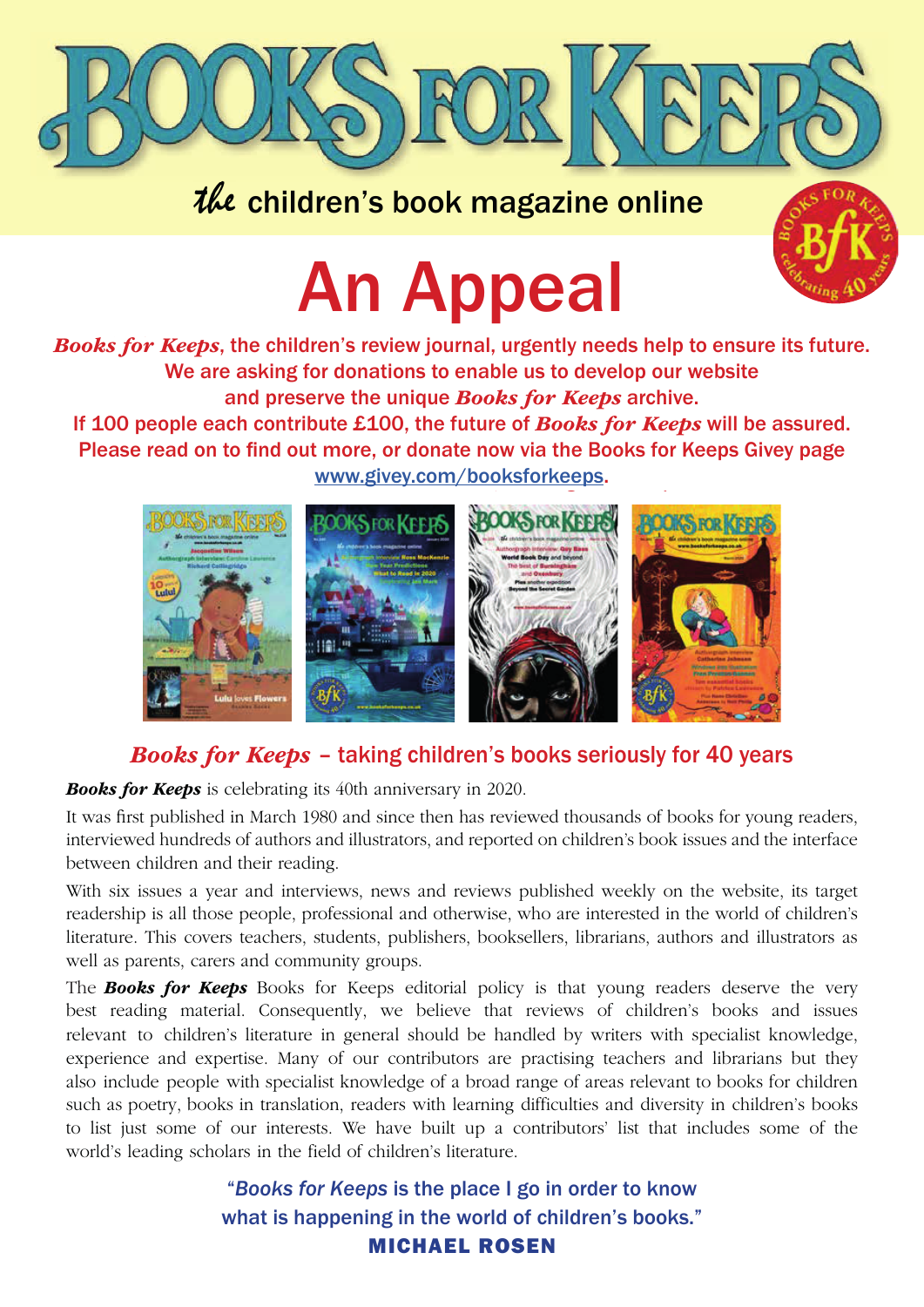# BOOKS FOR KEEPS

*the* children's book magazine online

# An Appeal

***Books for Keeps***, the children's review journal, urgently needs help to ensure its future. We are asking for donations to enable us to develop our website and preserve the unique ***Books for Keeps*** archive.

If 100 people each contribute £100, the future of ***Books for Keeps*** will be assured. Please read on to find out more, or donate now via the Books for Keeps Givey page www.givey.com/booksforkeeps.

## *Books for Keeps* – taking children's books seriously for 40 years

***Books for Keeps*** is celebrating its 40th anniversary in 2020.

It was first published in March 1980 and since then has reviewed thousands of books for young readers, interviewed hundreds of authors and illustrators, and reported on children's book issues and the interface between children and their reading.

With six issues a year and interviews, news and reviews published weekly on the website, its target readership is all those people, professional and otherwise, who are interested in the world of children's literature. This covers teachers, students, publishers, booksellers, librarians, authors and illustrators as well as parents, carers and community groups.

The ***Books for Keeps*** Books for Keeps editorial policy is that young readers deserve the very best reading material. Consequently, we believe that reviews of children's books and issues relevant to children's literature in general should be handled by writers with specialist knowledge, experience and expertise. Many of our contributors are practising teachers and librarians but they also include people with specialist knowledge of a broad range of areas relevant to books for children such as poetry, books in translation, readers with learning difficulties and diversity in children's books to list just some of our interests. We have built up a contributors' list that includes some of the world's leading scholars in the field of children's literature.

> "*Books for Keeps* is the place I go in order to know what is happening in the world of children's books."
>
> **MICHAEL ROSEN**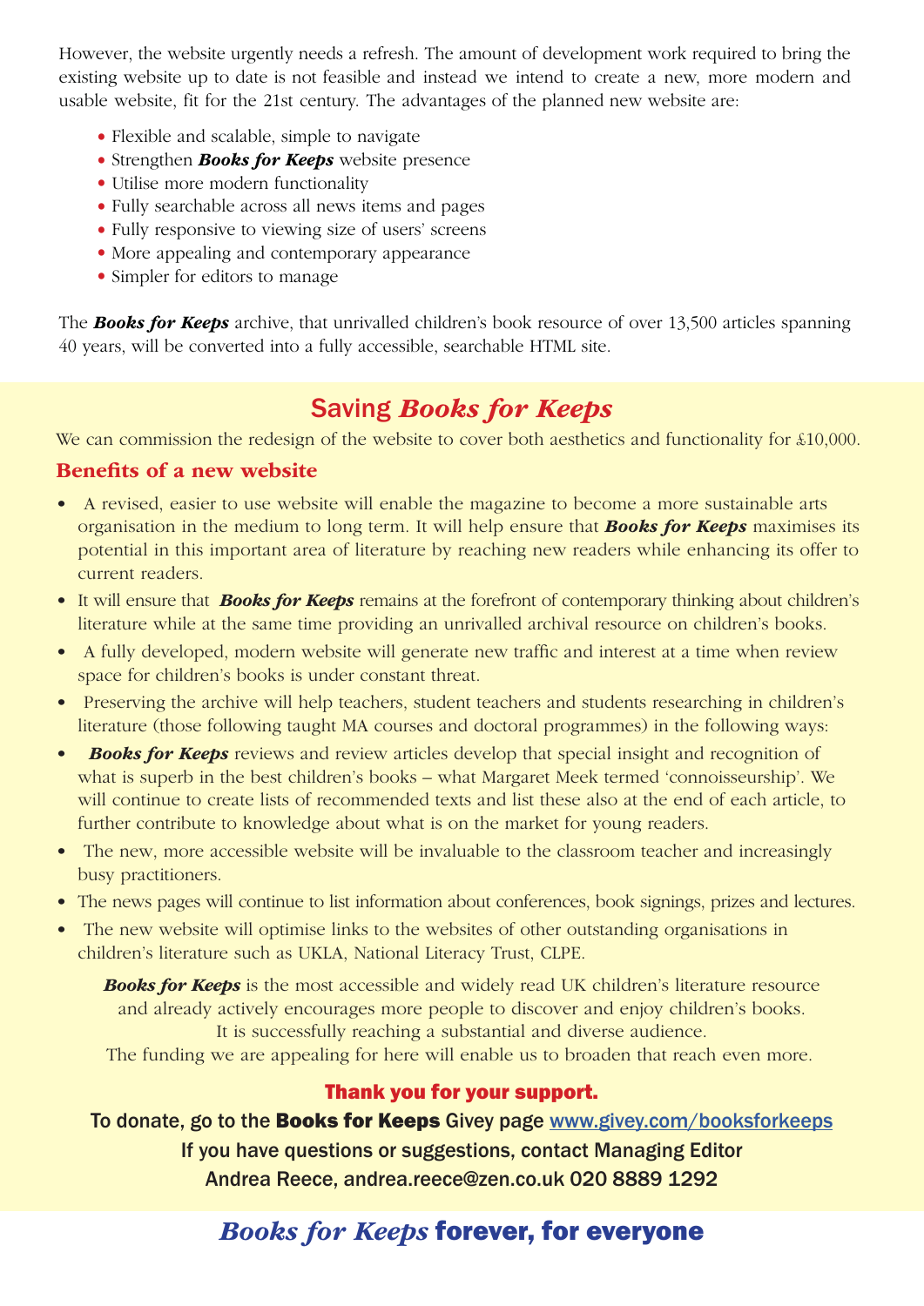However, the website urgently needs a refresh. The amount of development work required to bring the existing website up to date is not feasible and instead we intend to create a new, more modern and usable website, fit for the 21st century. The advantages of the planned new website are:

- Flexible and scalable, simple to navigate
- Strengthen ***Books for Keeps*** website presence
- Utilise more modern functionality
- Fully searchable across all news items and pages
- Fully responsive to viewing size of users' screens
- More appealing and contemporary appearance
- Simpler for editors to manage

The ***Books for Keeps*** archive, that unrivalled children's book resource of over 13,500 articles spanning 40 years, will be converted into a fully accessible, searchable HTML site.

## Saving *Books for Keeps*

We can commission the redesign of the website to cover both aesthetics and functionality for £10,000.

### Benefits of a new website

- A revised, easier to use website will enable the magazine to become a more sustainable arts organisation in the medium to long term. It will help ensure that ***Books for Keeps*** maximises its potential in this important area of literature by reaching new readers while enhancing its offer to current readers.
- It will ensure that ***Books for Keeps*** remains at the forefront of contemporary thinking about children's literature while at the same time providing an unrivalled archival resource on children's books.
- A fully developed, modern website will generate new traffic and interest at a time when review space for children's books is under constant threat.
- Preserving the archive will help teachers, student teachers and students researching in children's literature (those following taught MA courses and doctoral programmes) in the following ways:
- ***Books for Keeps*** reviews and review articles develop that special insight and recognition of what is superb in the best children's books – what Margaret Meek termed 'connoisseurship'. We will continue to create lists of recommended texts and list these also at the end of each article, to further contribute to knowledge about what is on the market for young readers.
- The new, more accessible website will be invaluable to the classroom teacher and increasingly busy practitioners.
- The news pages will continue to list information about conferences, book signings, prizes and lectures.
- The new website will optimise links to the websites of other outstanding organisations in children's literature such as UKLA, National Literacy Trust, CLPE.

***Books for Keeps*** is the most accessible and widely read UK children's literature resource and already actively encourages more people to discover and enjoy children's books. It is successfully reaching a substantial and diverse audience. The funding we are appealing for here will enable us to broaden that reach even more.

**Thank you for your support.**

**To donate, go to the Books for Keeps Givey page [www.givey.com/booksforkeeps](http://www.givey.com/booksforkeeps)**

**If you have questions or suggestions, contact Managing Editor Andrea Reece, andrea.reece@zen.co.uk 020 8889 1292**

## *Books for Keeps* forever, for everyone